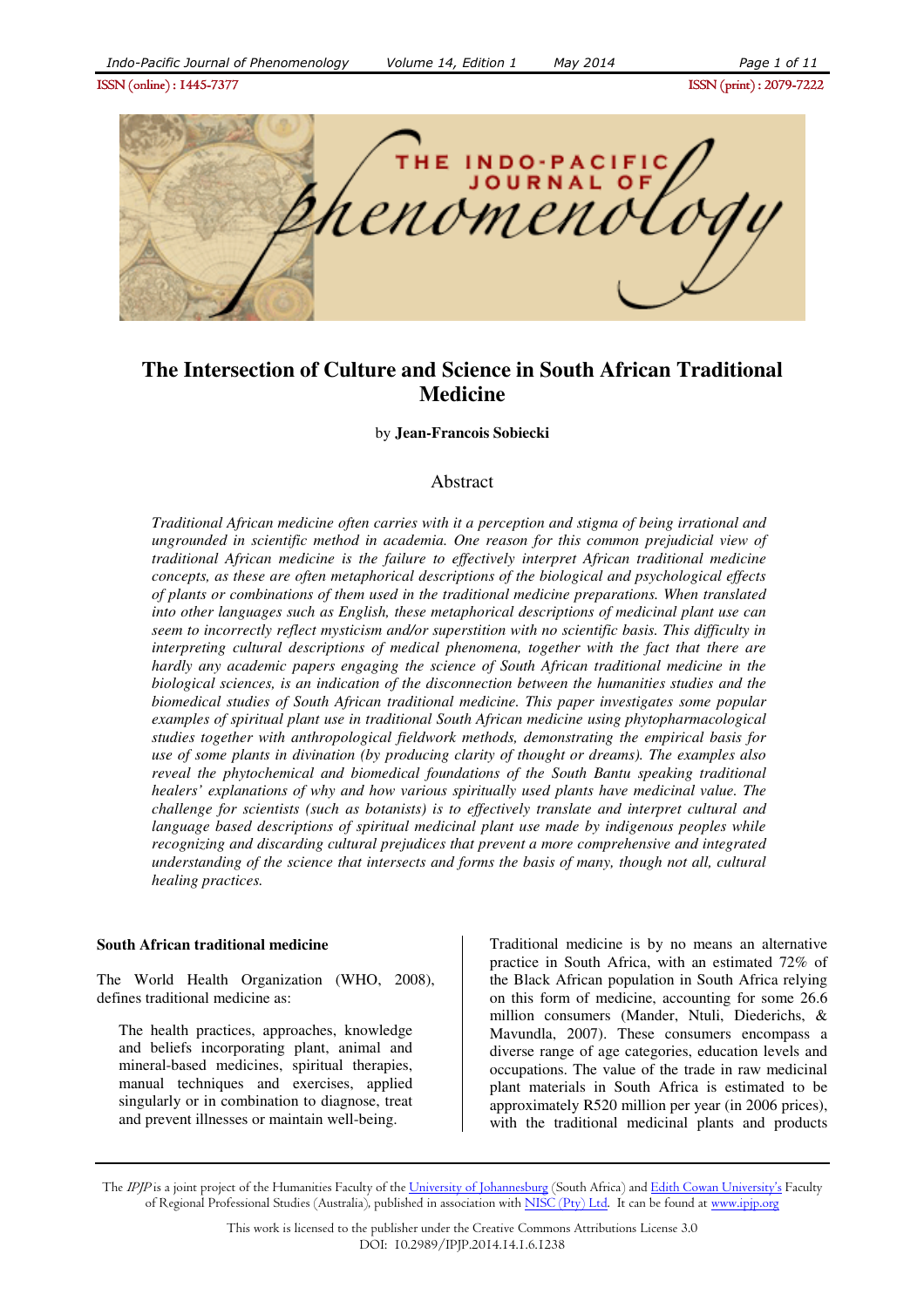# The Intersection of Culture and Science in South African Traditional Medicine

by **Jean-Francois Sobiecki**

## Abstract

*Traditional African medicine often carries with it a perception and stigma of being irrational and ungrounded in scientific method in academia. One reason for this common prejudicial view of traditional African medicine is the failure to effectively interpret African traditional medicine concepts, as these are often metaphorical descriptions of the biological and psychological effects of plants or combinations of them used in the traditional medicine preparations. When translated into other languages such as English, these metaphorical descriptions of medicinal plant use can seem to incorrectly reflect mysticism and/or superstition with no scientific basis. This difficulty in interpreting cultural descriptions of medical phenomena, together with the fact that there are hardly any academic papers engaging the science of South African traditional medicine in the biological sciences, is an indication of the disconnection between the humanities studies and the biomedical studies of South African traditional medicine. This paper investigates some popular examples of spiritual plant use in traditional South African medicine using phytopharmacological studies together with anthropological fieldwork methods, demonstrating the empirical basis for use of some plants in divination (by producing clarity of thought or dreams). The examples also reveal the phytochemical and biomedical foundations of the South Bantu speaking traditional healers' explanations of why and how various spiritually used plants have medicinal value. The challenge for scientists (such as botanists) is to effectively translate and interpret cultural and language based descriptions of spiritual medicinal plant use made by indigenous peoples while recognizing and discarding cultural prejudices that prevent a more comprehensive and integrated understanding of the science that intersects and forms the basis of many, though not all, cultural healing practices.*

### South African traditional medicine

The World Health Organization (WHO, 2008), defines traditional medicine as:

> The health practices, approaches, knowledge and beliefs incorporating plant, animal and mineral-based medicines, spiritual therapies, manual techniques and exercises, applied singularly or in combination to diagnose, treat and prevent illnesses or maintain well-being.

Traditional medicine is by no means an alternative practice in South Africa, with an estimated 72% of the Black African population in South Africa relying on this form of medicine, accounting for some 26.6 million consumers (Mander, Ntuli, Diederichs, & Mavundla, 2007). These consumers encompass a diverse range of age categories, education levels and occupations. The value of the trade in raw medicinal plant materials in South Africa is estimated to be approximately R520 million per year (in 2006 prices), with the traditional medicinal plants and products

The *IPJP* is a joint project of the Humanities Faculty of the University of Johannesburg (South Africa) and Edith Cowan University's Faculty of Regional Professional Studies (Australia), published in association with NISC (Pty) Ltd. It can be found at www.ipjp.org

This work is licensed to the publisher under the Creative Commons Attributions License 3.0

DOI: 10.2989/IPJP.2014.14.1.6.1238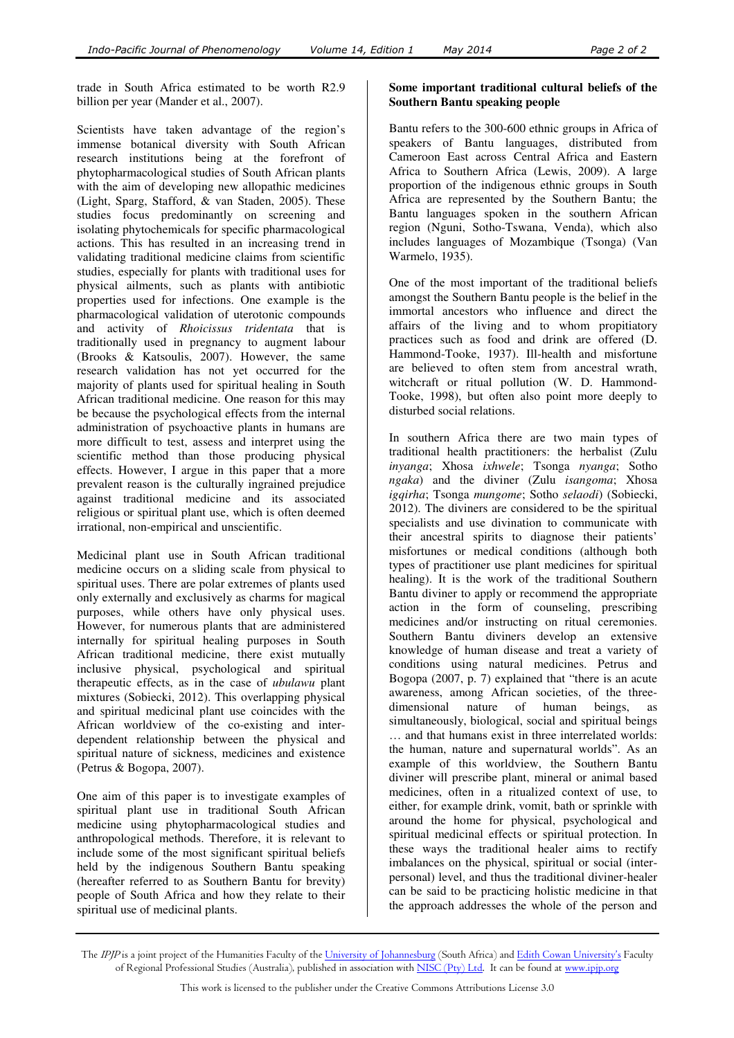trade in South Africa estimated to be worth R2.9 billion per year (Mander et al., 2007).

Scientists have taken advantage of the region's immense botanical diversity with South African research institutions being at the forefront of phytopharmacological studies of South African plants with the aim of developing new allopathic medicines (Light, Sparg, Stafford, & van Staden, 2005). These studies focus predominantly on screening and isolating phytochemicals for specific pharmacological actions. This has resulted in an increasing trend in validating traditional medicine claims from scientific studies, especially for plants with traditional uses for physical ailments, such as plants with antibiotic properties used for infections. One example is the pharmacological validation of uterotonic compounds and activity of *Rhoicissus tridentata* that is traditionally used in pregnancy to augment labour (Brooks & Katsoulis, 2007). However, the same research validation has not yet occurred for the majority of plants used for spiritual healing in South African traditional medicine. One reason for this may be because the psychological effects from the internal administration of psychoactive plants in humans are more difficult to test, assess and interpret using the scientific method than those producing physical effects. However, I argue in this paper that a more prevalent reason is the culturally ingrained prejudice against traditional medicine and its associated religious or spiritual plant use, which is often deemed irrational, non-empirical and unscientific.

Medicinal plant use in South African traditional medicine occurs on a sliding scale from physical to spiritual uses. There are polar extremes of plants used only externally and exclusively as charms for magical purposes, while others have only physical uses. However, for numerous plants that are administered internally for spiritual healing purposes in South African traditional medicine, there exist mutually inclusive physical, psychological and spiritual therapeutic effects, as in the case of *ubulawu* plant mixtures (Sobiecki, 2012). This overlapping physical and spiritual medicinal plant use coincides with the African worldview of the co-existing and inter-dependent relationship between the physical and spiritual nature of sickness, medicines and existence (Petrus & Bogopa, 2007).

One aim of this paper is to investigate examples of spiritual plant use in traditional South African medicine using phytopharmacological studies and anthropological methods. Therefore, it is relevant to include some of the most significant spiritual beliefs held by the indigenous Southern Bantu speaking (hereafter referred to as Southern Bantu for brevity) people of South Africa and how they relate to their spiritual use of medicinal plants.

## Some important traditional cultural beliefs of the Southern Bantu speaking people

Bantu refers to the 300-600 ethnic groups in Africa of speakers of Bantu languages, distributed from Cameroon East across Central Africa and Eastern Africa to Southern Africa (Lewis, 2009). A large proportion of the indigenous ethnic groups in South Africa are represented by the Southern Bantu; the Bantu languages spoken in the southern African region (Nguni, Sotho-Tswana, Venda), which also includes languages of Mozambique (Tsonga) (Van Warmelo, 1935).

One of the most important of the traditional beliefs amongst the Southern Bantu people is the belief in the immortal ancestors who influence and direct the affairs of the living and to whom propitiatory practices such as food and drink are offered (D. Hammond-Tooke, 1937). Ill-health and misfortune are believed to often stem from ancestral wrath, witchcraft or ritual pollution (W. D. Hammond-Tooke, 1998), but often also point more deeply to disturbed social relations.

In southern Africa there are two main types of traditional health practitioners: the herbalist (Zulu *inyanga*; Xhosa *ixhwele*; Tsonga *nyanga*; Sotho *ngaka*) and the diviner (Zulu *isangoma*; Xhosa *igqirha*; Tsonga *mungome*; Sotho *selaodi*) (Sobiecki, 2012). The diviners are considered to be the spiritual specialists and use divination to communicate with their ancestral spirits to diagnose their patients' misfortunes or medical conditions (although both types of practitioner use plant medicines for spiritual healing). It is the work of the traditional Southern Bantu diviner to apply or recommend the appropriate action in the form of counseling, prescribing medicines and/or instructing on ritual ceremonies. Southern Bantu diviners develop an extensive knowledge of human disease and treat a variety of conditions using natural medicines. Petrus and Bogopa (2007, p. 7) explained that "there is an acute awareness, among African societies, of the three-dimensional nature of human beings, as simultaneously, biological, social and spiritual beings … and that humans exist in three interrelated worlds: the human, nature and supernatural worlds". As an example of this worldview, the Southern Bantu diviner will prescribe plant, mineral or animal based medicines, often in a ritualized context of use, to either, for example drink, vomit, bath or sprinkle with around the home for physical, psychological and spiritual medicinal effects or spiritual protection. In these ways the traditional healer aims to rectify imbalances on the physical, spiritual or social (inter-personal) level, and thus the traditional diviner-healer can be said to be practicing holistic medicine in that the approach addresses the whole of the person and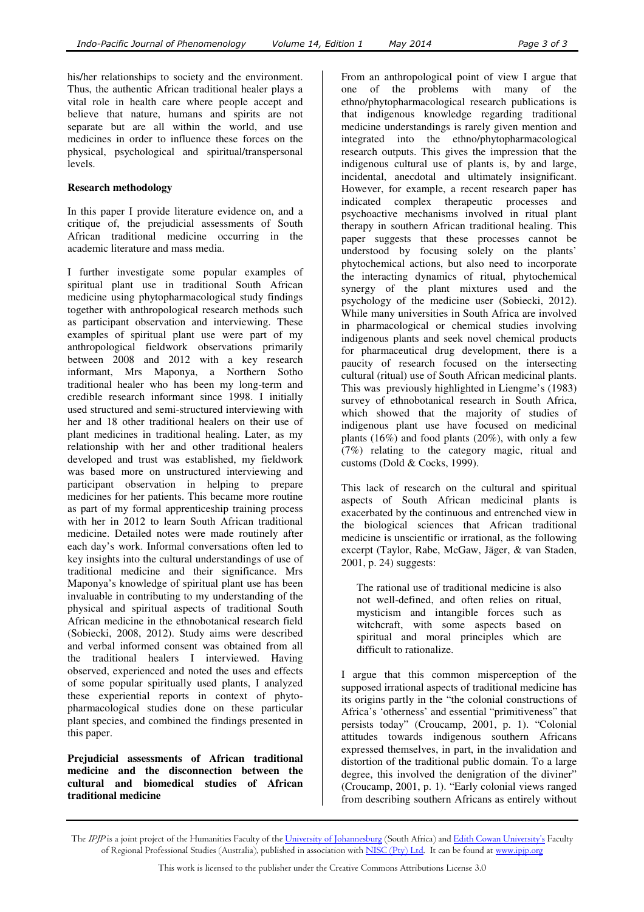his/her relationships to society and the environment. Thus, the authentic African traditional healer plays a vital role in health care where people accept and believe that nature, humans and spirits are not separate but are all within the world, and use medicines in order to influence these forces on the physical, psychological and spiritual/transpersonal levels.

**Research methodology**

In this paper I provide literature evidence on, and a critique of, the prejudicial assessments of South African traditional medicine occurring in the academic literature and mass media.

I further investigate some popular examples of spiritual plant use in traditional South African medicine using phytopharmacological study findings together with anthropological research methods such as participant observation and interviewing. These examples of spiritual plant use were part of my anthropological fieldwork observations primarily between 2008 and 2012 with a key research informant, Mrs Maponya, a Northern Sotho traditional healer who has been my long-term and credible research informant since 1998. I initially used structured and semi-structured interviewing with her and 18 other traditional healers on their use of plant medicines in traditional healing. Later, as my relationship with her and other traditional healers developed and trust was established, my fieldwork was based more on unstructured interviewing and participant observation in helping to prepare medicines for her patients. This became more routine as part of my formal apprenticeship training process with her in 2012 to learn South African traditional medicine. Detailed notes were made routinely after each day's work. Informal conversations often led to key insights into the cultural understandings of use of traditional medicine and their significance. Mrs Maponya's knowledge of spiritual plant use has been invaluable in contributing to my understanding of the physical and spiritual aspects of traditional South African medicine in the ethnobotanical research field (Sobiecki, 2008, 2012). Study aims were described and verbal informed consent was obtained from all the traditional healers I interviewed. Having observed, experienced and noted the uses and effects of some popular spiritually used plants, I analyzed these experiential reports in context of phyto-pharmacological studies done on these particular plant species, and combined the findings presented in this paper.

**Prejudicial assessments of African traditional medicine and the disconnection between the cultural and biomedical studies of African traditional medicine**

From an anthropological point of view I argue that one of the problems with many of the ethno/phytopharmacological research publications is that indigenous knowledge regarding traditional medicine understandings is rarely given mention and integrated into the ethno/phytopharmacological research outputs. This gives the impression that the indigenous cultural use of plants is, by and large, incidental, anecdotal and ultimately insignificant. However, for example, a recent research paper has indicated complex therapeutic processes and psychoactive mechanisms involved in ritual plant therapy in southern African traditional healing. This paper suggests that these processes cannot be understood by focusing solely on the plants' phytochemical actions, but also need to incorporate the interacting dynamics of ritual, phytochemical synergy of the plant mixtures used and the psychology of the medicine user (Sobiecki, 2012). While many universities in South Africa are involved in pharmacological or chemical studies involving indigenous plants and seek novel chemical products for pharmaceutical drug development, there is a paucity of research focused on the intersecting cultural (ritual) use of South African medicinal plants. This was previously highlighted in Liengme's (1983) survey of ethnobotanical research in South Africa, which showed that the majority of studies of indigenous plant use have focused on medicinal plants (16%) and food plants (20%), with only a few (7%) relating to the category magic, ritual and customs (Dold & Cocks, 1999).

This lack of research on the cultural and spiritual aspects of South African medicinal plants is exacerbated by the continuous and entrenched view in the biological sciences that African traditional medicine is unscientific or irrational, as the following excerpt (Taylor, Rabe, McGaw, Jäger, & van Staden, 2001, p. 24) suggests:

> The rational use of traditional medicine is also not well-defined, and often relies on ritual, mysticism and intangible forces such as witchcraft, with some aspects based on spiritual and moral principles which are difficult to rationalize.

I argue that this common misperception of the supposed irrational aspects of traditional medicine has its origins partly in the "the colonial constructions of Africa's 'otherness' and essential "primitiveness" that persists today" (Croucamp, 2001, p. 1). "Colonial attitudes towards indigenous southern Africans expressed themselves, in part, in the invalidation and distortion of the traditional public domain. To a large degree, this involved the denigration of the diviner" (Croucamp, 2001, p. 1). "Early colonial views ranged from describing southern Africans as entirely without

The *IPJP* is a joint project of the Humanities Faculty of the University of Johannesburg (South Africa) and Edith Cowan University's Faculty of Regional Professional Studies (Australia), published in association with NISC (Pty) Ltd. It can be found at www.ipjp.org

This work is licensed to the publisher under the Creative Commons Attributions License 3.0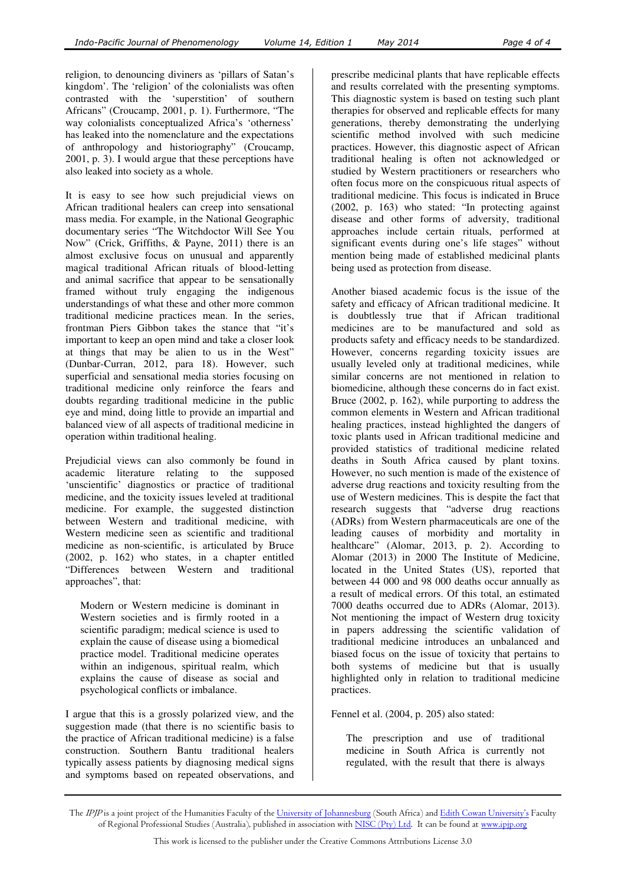religion, to denouncing diviners as 'pillars of Satan's kingdom'. The 'religion' of the colonialists was often contrasted with the 'superstition' of southern Africans" (Croucamp, 2001, p. 1). Furthermore, "The way colonialists conceptualized Africa's 'otherness' has leaked into the nomenclature and the expectations of anthropology and historiography" (Croucamp, 2001, p. 3). I would argue that these perceptions have also leaked into society as a whole.

It is easy to see how such prejudicial views on African traditional healers can creep into sensational mass media. For example, in the National Geographic documentary series "The Witchdoctor Will See You Now" (Crick, Griffiths, & Payne, 2011) there is an almost exclusive focus on unusual and apparently magical traditional African rituals of blood-letting and animal sacrifice that appear to be sensationally framed without truly engaging the indigenous understandings of what these and other more common traditional medicine practices mean. In the series, frontman Piers Gibbon takes the stance that "it's important to keep an open mind and take a closer look at things that may be alien to us in the West" (Dunbar-Curran, 2012, para 18). However, such superficial and sensational media stories focusing on traditional medicine only reinforce the fears and doubts regarding traditional medicine in the public eye and mind, doing little to provide an impartial and balanced view of all aspects of traditional medicine in operation within traditional healing.

Prejudicial views can also commonly be found in academic literature relating to the supposed 'unscientific' diagnostics or practice of traditional medicine, and the toxicity issues leveled at traditional medicine. For example, the suggested distinction between Western and traditional medicine, with Western medicine seen as scientific and traditional medicine as non-scientific, is articulated by Bruce (2002, p. 162) who states, in a chapter entitled "Differences between Western and traditional approaches", that:

> Modern or Western medicine is dominant in Western societies and is firmly rooted in a scientific paradigm; medical science is used to explain the cause of disease using a biomedical practice model. Traditional medicine operates within an indigenous, spiritual realm, which explains the cause of disease as social and psychological conflicts or imbalance.

I argue that this is a grossly polarized view, and the suggestion made (that there is no scientific basis to the practice of African traditional medicine) is a false construction. Southern Bantu traditional healers typically assess patients by diagnosing medical signs and symptoms based on repeated observations, and prescribe medicinal plants that have replicable effects and results correlated with the presenting symptoms. This diagnostic system is based on testing such plant therapies for observed and replicable effects for many generations, thereby demonstrating the underlying scientific method involved with such medicine practices. However, this diagnostic aspect of African traditional healing is often not acknowledged or studied by Western practitioners or researchers who often focus more on the conspicuous ritual aspects of traditional medicine. This focus is indicated in Bruce (2002, p. 163) who stated: "In protecting against disease and other forms of adversity, traditional approaches include certain rituals, performed at significant events during one's life stages" without mention being made of established medicinal plants being used as protection from disease.

Another biased academic focus is the issue of the safety and efficacy of African traditional medicine. It is doubtlessly true that if African traditional medicines are to be manufactured and sold as products safety and efficacy needs to be standardized. However, concerns regarding toxicity issues are usually leveled only at traditional medicines, while similar concerns are not mentioned in relation to biomedicine, although these concerns do in fact exist. Bruce (2002, p. 162), while purporting to address the common elements in Western and African traditional healing practices, instead highlighted the dangers of toxic plants used in African traditional medicine and provided statistics of traditional medicine related deaths in South Africa caused by plant toxins. However, no such mention is made of the existence of adverse drug reactions and toxicity resulting from the use of Western medicines. This is despite the fact that research suggests that "adverse drug reactions (ADRs) from Western pharmaceuticals are one of the leading causes of morbidity and mortality in healthcare" (Alomar, 2013, p. 2). According to Alomar (2013) in 2000 The Institute of Medicine, located in the United States (US), reported that between 44 000 and 98 000 deaths occur annually as a result of medical errors. Of this total, an estimated 7000 deaths occurred due to ADRs (Alomar, 2013). Not mentioning the impact of Western drug toxicity in papers addressing the scientific validation of traditional medicine introduces an unbalanced and biased focus on the issue of toxicity that pertains to both systems of medicine but that is usually highlighted only in relation to traditional medicine practices.

Fennel et al. (2004, p. 205) also stated:

> The prescription and use of traditional medicine in South Africa is currently not regulated, with the result that there is always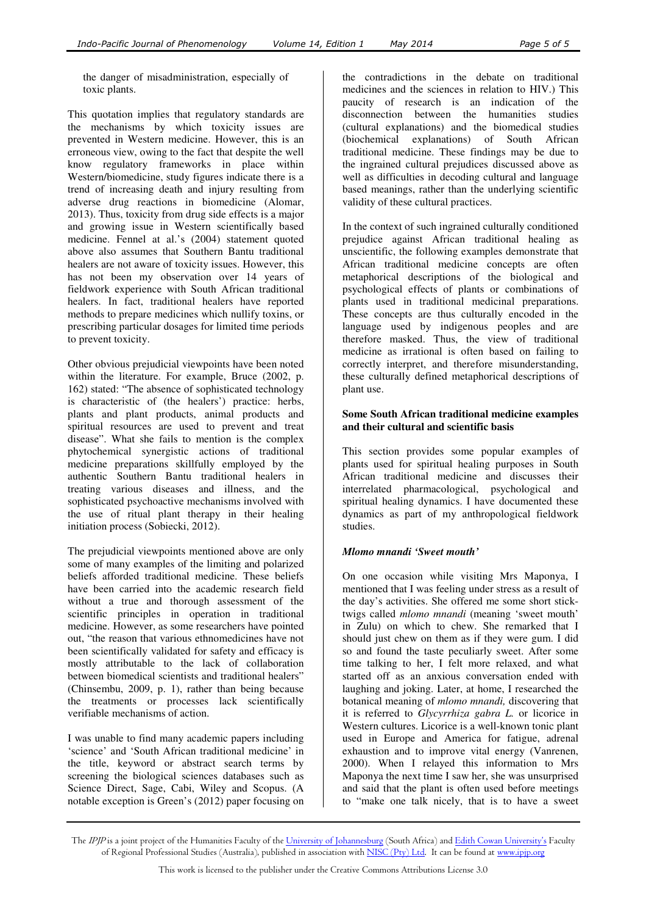the danger of misadministration, especially of toxic plants.

This quotation implies that regulatory standards are the mechanisms by which toxicity issues are prevented in Western medicine. However, this is an erroneous view, owing to the fact that despite the well know regulatory frameworks in place within Western/biomedicine, study figures indicate there is a trend of increasing death and injury resulting from adverse drug reactions in biomedicine (Alomar, 2013). Thus, toxicity from drug side effects is a major and growing issue in Western scientifically based medicine. Fennel at al.'s (2004) statement quoted above also assumes that Southern Bantu traditional healers are not aware of toxicity issues. However, this has not been my observation over 14 years of fieldwork experience with South African traditional healers. In fact, traditional healers have reported methods to prepare medicines which nullify toxins, or prescribing particular dosages for limited time periods to prevent toxicity.

Other obvious prejudicial viewpoints have been noted within the literature. For example, Bruce (2002, p. 162) stated: "The absence of sophisticated technology is characteristic of (the healers') practice: herbs, plants and plant products, animal products and spiritual resources are used to prevent and treat disease". What she fails to mention is the complex phytochemical synergistic actions of traditional medicine preparations skillfully employed by the authentic Southern Bantu traditional healers in treating various diseases and illness, and the sophisticated psychoactive mechanisms involved with the use of ritual plant therapy in their healing initiation process (Sobiecki, 2012).

The prejudicial viewpoints mentioned above are only some of many examples of the limiting and polarized beliefs afforded traditional medicine. These beliefs have been carried into the academic research field without a true and thorough assessment of the scientific principles in operation in traditional medicine. However, as some researchers have pointed out, "the reason that various ethnomedicines have not been scientifically validated for safety and efficacy is mostly attributable to the lack of collaboration between biomedical scientists and traditional healers" (Chinsembu, 2009, p. 1), rather than being because the treatments or processes lack scientifically verifiable mechanisms of action.

I was unable to find many academic papers including 'science' and 'South African traditional medicine' in the title, keyword or abstract search terms by screening the biological sciences databases such as Science Direct, Sage, Cabi, Wiley and Scopus. (A notable exception is Green's (2012) paper focusing on the contradictions in the debate on traditional medicines and the sciences in relation to HIV.) This paucity of research is an indication of the disconnection between the humanities studies (cultural explanations) and the biomedical studies (biochemical explanations) of South African traditional medicine. These findings may be due to the ingrained cultural prejudices discussed above as well as difficulties in decoding cultural and language based meanings, rather than the underlying scientific validity of these cultural practices.

In the context of such ingrained culturally conditioned prejudice against African traditional healing as unscientific, the following examples demonstrate that African traditional medicine concepts are often metaphorical descriptions of the biological and psychological effects of plants or combinations of plants used in traditional medicinal preparations. These concepts are thus culturally encoded in the language used by indigenous peoples and are therefore masked. Thus, the view of traditional medicine as irrational is often based on failing to correctly interpret, and therefore misunderstanding, these culturally defined metaphorical descriptions of plant use.

### Some South African traditional medicine examples and their cultural and scientific basis

This section provides some popular examples of plants used for spiritual healing purposes in South African traditional medicine and discusses their interrelated pharmacological, psychological and spiritual healing dynamics. I have documented these dynamics as part of my anthropological fieldwork studies.

#### *Mlomo mnandi 'Sweet mouth'*

On one occasion while visiting Mrs Maponya, I mentioned that I was feeling under stress as a result of the day's activities. She offered me some short stick-twigs called *mlomo mnandi* (meaning 'sweet mouth' in Zulu) on which to chew. She remarked that I should just chew on them as if they were gum. I did so and found the taste peculiarly sweet. After some time talking to her, I felt more relaxed, and what started off as an anxious conversation ended with laughing and joking. Later, at home, I researched the botanical meaning of *mlomo mnandi,* discovering that it is referred to *Glycyrrhiza gabra L.* or licorice in Western cultures. Licorice is a well-known tonic plant used in Europe and America for fatigue, adrenal exhaustion and to improve vital energy (Vanrenen, 2000). When I relayed this information to Mrs Maponya the next time I saw her, she was unsurprised and said that the plant is often used before meetings to "make one talk nicely, that is to have a sweet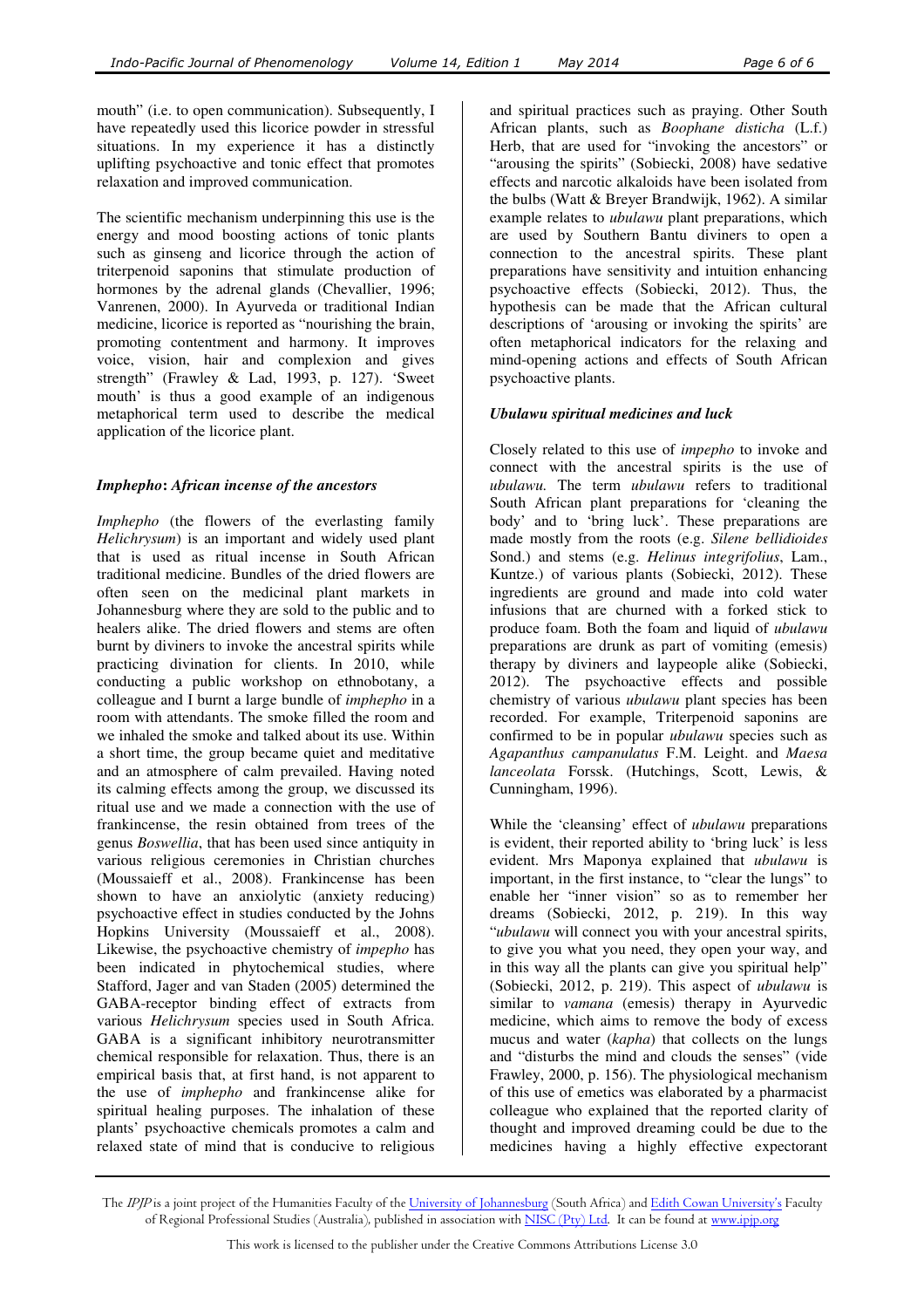mouth" (i.e. to open communication). Subsequently, I have repeatedly used this licorice powder in stressful situations. In my experience it has a distinctly uplifting psychoactive and tonic effect that promotes relaxation and improved communication.

The scientific mechanism underpinning this use is the energy and mood boosting actions of tonic plants such as ginseng and licorice through the action of triterpenoid saponins that stimulate production of hormones by the adrenal glands (Chevallier, 1996; Vanrenen, 2000). In Ayurveda or traditional Indian medicine, licorice is reported as "nourishing the brain, promoting contentment and harmony. It improves voice, vision, hair and complexion and gives strength" (Frawley & Lad, 1993, p. 127). 'Sweet mouth' is thus a good example of an indigenous metaphorical term used to describe the medical application of the licorice plant.

### *Imphepho*: *African incense of the ancestors*

*Imphepho* (the flowers of the everlasting family *Helichrysum*) is an important and widely used plant that is used as ritual incense in South African traditional medicine. Bundles of the dried flowers are often seen on the medicinal plant markets in Johannesburg where they are sold to the public and to healers alike. The dried flowers and stems are often burnt by diviners to invoke the ancestral spirits while practicing divination for clients. In 2010, while conducting a public workshop on ethnobotany, a colleague and I burnt a large bundle of *imphepho* in a room with attendants. The smoke filled the room and we inhaled the smoke and talked about its use. Within a short time, the group became quiet and meditative and an atmosphere of calm prevailed. Having noted its calming effects among the group, we discussed its ritual use and we made a connection with the use of frankincense, the resin obtained from trees of the genus *Boswellia*, that has been used since antiquity in various religious ceremonies in Christian churches (Moussaieff et al., 2008). Frankincense has been shown to have an anxiolytic (anxiety reducing) psychoactive effect in studies conducted by the Johns Hopkins University (Moussaieff et al., 2008). Likewise, the psychoactive chemistry of *impepho* has been indicated in phytochemical studies, where Stafford, Jager and van Staden (2005) determined the GABA-receptor binding effect of extracts from various *Helichrysum* species used in South Africa. GABA is a significant inhibitory neurotransmitter chemical responsible for relaxation. Thus, there is an empirical basis that, at first hand, is not apparent to the use of *imphepho* and frankincense alike for spiritual healing purposes. The inhalation of these plants' psychoactive chemicals promotes a calm and relaxed state of mind that is conducive to religious and spiritual practices such as praying. Other South African plants, such as *Boophane disticha* (L.f.) Herb, that are used for "invoking the ancestors" or "arousing the spirits" (Sobiecki, 2008) have sedative effects and narcotic alkaloids have been isolated from the bulbs (Watt & Breyer Brandwijk, 1962). A similar example relates to *ubulawu* plant preparations, which are used by Southern Bantu diviners to open a connection to the ancestral spirits. These plant preparations have sensitivity and intuition enhancing psychoactive effects (Sobiecki, 2012). Thus, the hypothesis can be made that the African cultural descriptions of 'arousing or invoking the spirits' are often metaphorical indicators for the relaxing and mind-opening actions and effects of South African psychoactive plants.

### *Ubulawu spiritual medicines and luck*

Closely related to this use of *impepho* to invoke and connect with the ancestral spirits is the use of *ubulawu.* The term *ubulawu* refers to traditional South African plant preparations for 'cleaning the body' and to 'bring luck'. These preparations are made mostly from the roots (e.g. *Silene bellidioides* Sond.) and stems (e.g. *Helinus integrifolius*, Lam., Kuntze.) of various plants (Sobiecki, 2012). These ingredients are ground and made into cold water infusions that are churned with a forked stick to produce foam. Both the foam and liquid of *ubulawu* preparations are drunk as part of vomiting (emesis) therapy by diviners and laypeople alike (Sobiecki, 2012). The psychoactive effects and possible chemistry of various *ubulawu* plant species has been recorded. For example, Triterpenoid saponins are confirmed to be in popular *ubulawu* species such as *Agapanthus campanulatus* F.M. Leight. and *Maesa lanceolata* Forssk. (Hutchings, Scott, Lewis, & Cunningham, 1996).

While the 'cleansing' effect of *ubulawu* preparations is evident, their reported ability to 'bring luck' is less evident. Mrs Maponya explained that *ubulawu* is important, in the first instance, to "clear the lungs" to enable her "inner vision" so as to remember her dreams (Sobiecki, 2012, p. 219). In this way "*ubulawu* will connect you with your ancestral spirits, to give you what you need, they open your way, and in this way all the plants can give you spiritual help" (Sobiecki, 2012, p. 219). This aspect of *ubulawu* is similar to *vamana* (emesis) therapy in Ayurvedic medicine, which aims to remove the body of excess mucus and water (*kapha*) that collects on the lungs and "disturbs the mind and clouds the senses" (vide Frawley, 2000, p. 156). The physiological mechanism of this use of emetics was elaborated by a pharmacist colleague who explained that the reported clarity of thought and improved dreaming could be due to the medicines having a highly effective expectorant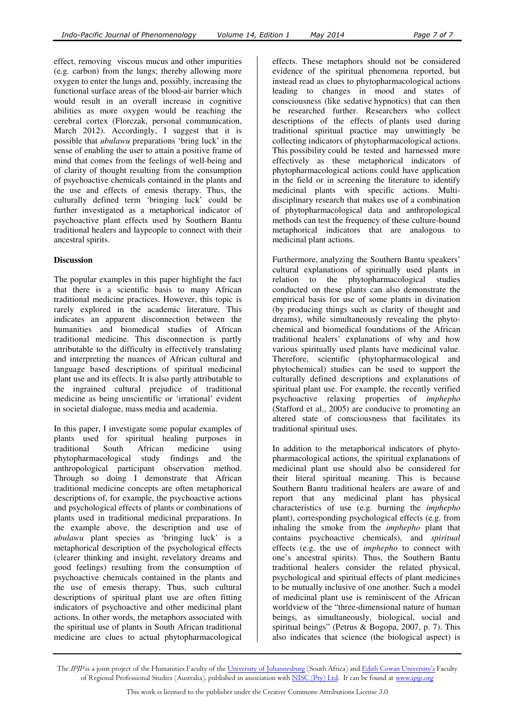effect, removing viscous mucus and other impurities (e.g. carbon) from the lungs; thereby allowing more oxygen to enter the lungs and, possibly, increasing the functional surface areas of the blood-air barrier which would result in an overall increase in cognitive abilities as more oxygen would be reaching the cerebral cortex (Florczak, personal communication, March 2012). Accordingly, I suggest that it is possible that *ubulawu* preparations 'bring luck' in the sense of enabling the user to attain a positive frame of mind that comes from the feelings of well-being and of clarity of thought resulting from the consumption of psychoactive chemicals contained in the plants and the use and effects of emesis therapy. Thus, the culturally defined term 'bringing luck' could be further investigated as a metaphorical indicator of psychoactive plant effects used by Southern Bantu traditional healers and laypeople to connect with their ancestral spirits.

**Discussion**

The popular examples in this paper highlight the fact that there is a scientific basis to many African traditional medicine practices. However, this topic is rarely explored in the academic literature. This indicates an apparent disconnection between the humanities and biomedical studies of African traditional medicine. This disconnection is partly attributable to the difficulty in effectively translating and interpreting the nuances of African cultural and language based descriptions of spiritual medicinal plant use and its effects. It is also partly attributable to the ingrained cultural prejudice of traditional medicine as being unscientific or 'irrational' evident in societal dialogue, mass media and academia.

In this paper, I investigate some popular examples of plants used for spiritual healing purposes in traditional South African medicine using phytopharmacological study findings and the anthropological participant observation method. Through so doing I demonstrate that African traditional medicine concepts are often metaphorical descriptions of, for example, the psychoactive actions and psychological effects of plants or combinations of plants used in traditional medicinal preparations. In the example above, the description and use of *ubulawu* plant species as 'bringing luck' is a metaphorical description of the psychological effects (clearer thinking and insight, revelatory dreams and good feelings) resulting from the consumption of psychoactive chemicals contained in the plants and the use of emesis therapy. Thus, such cultural descriptions of spiritual plant use are often fitting indicators of psychoactive and other medicinal plant actions. In other words, the metaphors associated with the spiritual use of plants in South African traditional medicine are clues to actual phytopharmacological effects. These metaphors should not be considered evidence of the spiritual phenomena reported, but instead read as clues to phytopharmacological actions leading to changes in mood and states of consciousness (like sedative hypnotics) that can then be researched further. Researchers who collect descriptions of the effects of plants used during traditional spiritual practice may unwittingly be collecting indicators of phytopharmacological actions. This possibility could be tested and harnessed more effectively as these metaphorical indicators of phytopharmacological actions could have application in the field or in screening the literature to identify medicinal plants with specific actions. Multi-disciplinary research that makes use of a combination of phytopharmacological data and anthropological methods can test the frequency of these culture-bound metaphorical indicators that are analogous to medicinal plant actions.

Furthermore, analyzing the Southern Bantu speakers' cultural explanations of spiritually used plants in relation to the phytopharmacological studies conducted on these plants can also demonstrate the empirical basis for use of some plants in divination (by producing things such as clarity of thought and dreams), while simultaneously revealing the phyto-chemical and biomedical foundations of the African traditional healers' explanations of why and how various spiritually used plants have medicinal value. Therefore, scientific (phytopharmacological and phytochemical) studies can be used to support the culturally defined descriptions and explanations of spiritual plant use. For example, the recently verified psychoactive relaxing properties of *imphepho* (Stafford et al., 2005) are conducive to promoting an altered state of consciousness that facilitates its traditional spiritual uses.

In addition to the metaphorical indicators of phyto-pharmacological actions, the spiritual explanations of medicinal plant use should also be considered for their literal spiritual meaning. This is because Southern Bantu traditional healers are aware of and report that any medicinal plant has physical characteristics of use (e.g. burning the *imphepho* plant), corresponding psychological effects (e.g. from inhaling the smoke from the *imphepho* plant that contains psychoactive chemicals), and *spiritual* effects (e.g. the use of *imphepho* to connect with one's ancestral spirits). Thus, the Southern Bantu traditional healers consider the related physical, psychological and spiritual effects of plant medicines to be mutually inclusive of one another. Such a model of medicinal plant use is reminiscent of the African worldview of the "three-dimensional nature of human beings, as simultaneously, biological, social and spiritual beings" (Petrus & Bogopa, 2007, p. 7). This also indicates that science (the biological aspect) is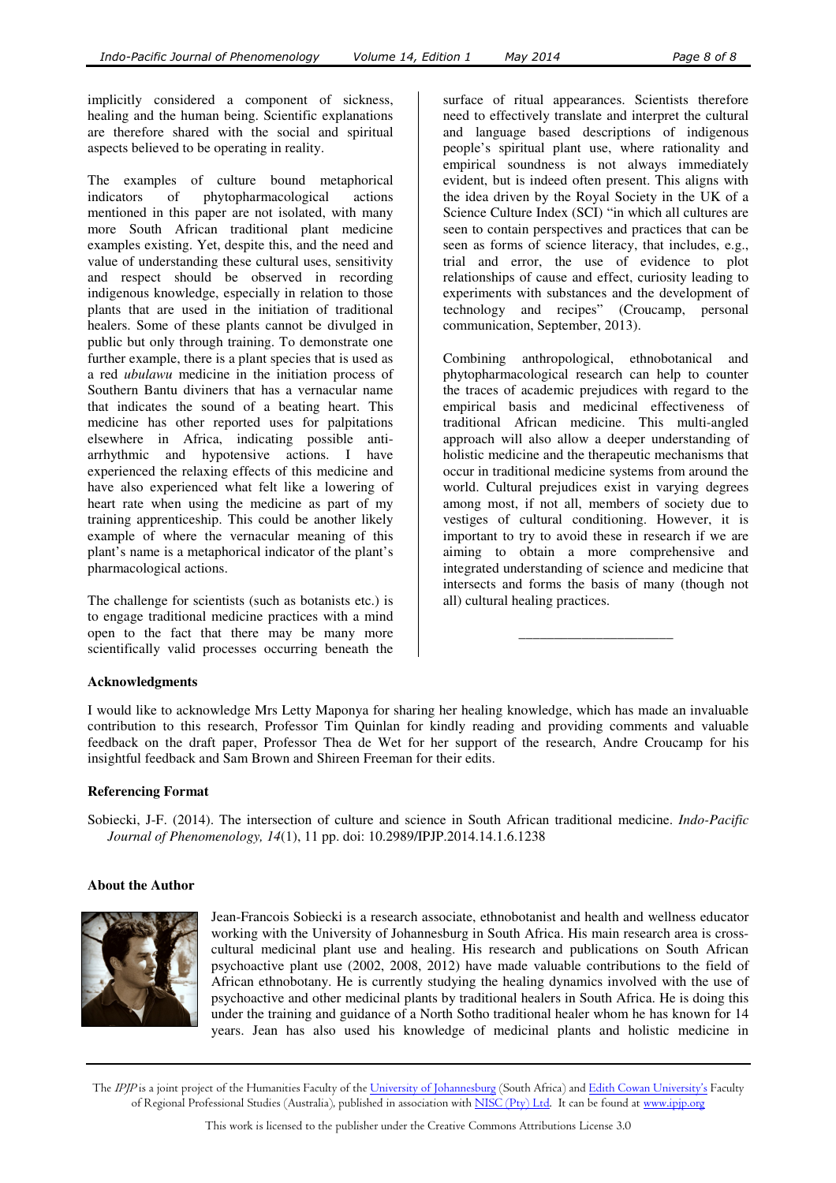implicitly considered a component of sickness, healing and the human being. Scientific explanations are therefore shared with the social and spiritual aspects believed to be operating in reality.

The examples of culture bound metaphorical indicators of phytopharmacological actions mentioned in this paper are not isolated, with many more South African traditional plant medicine examples existing. Yet, despite this, and the need and value of understanding these cultural uses, sensitivity and respect should be observed in recording indigenous knowledge, especially in relation to those plants that are used in the initiation of traditional healers. Some of these plants cannot be divulged in public but only through training. To demonstrate one further example, there is a plant species that is used as a red *ubulawu* medicine in the initiation process of Southern Bantu diviners that has a vernacular name that indicates the sound of a beating heart. This medicine has other reported uses for palpitations elsewhere in Africa, indicating possible anti-arrhythmic and hypotensive actions. I have experienced the relaxing effects of this medicine and have also experienced what felt like a lowering of heart rate when using the medicine as part of my training apprenticeship. This could be another likely example of where the vernacular meaning of this plant's name is a metaphorical indicator of the plant's pharmacological actions.

The challenge for scientists (such as botanists etc.) is to engage traditional medicine practices with a mind open to the fact that there may be many more scientifically valid processes occurring beneath the surface of ritual appearances. Scientists therefore need to effectively translate and interpret the cultural and language based descriptions of indigenous people's spiritual plant use, where rationality and empirical soundness is not always immediately evident, but is indeed often present. This aligns with the idea driven by the Royal Society in the UK of a Science Culture Index (SCI) "in which all cultures are seen to contain perspectives and practices that can be seen as forms of science literacy, that includes, e.g., trial and error, the use of evidence to plot relationships of cause and effect, curiosity leading to experiments with substances and the development of technology and recipes" (Croucamp, personal communication, September, 2013).

Combining anthropological, ethnobotanical and phytopharmacological research can help to counter the traces of academic prejudices with regard to the empirical basis and medicinal effectiveness of traditional African medicine. This multi-angled approach will also allow a deeper understanding of holistic medicine and the therapeutic mechanisms that occur in traditional medicine systems from around the world. Cultural prejudices exist in varying degrees among most, if not all, members of society due to vestiges of cultural conditioning. However, it is important to try to avoid these in research if we are aiming to obtain a more comprehensive and integrated understanding of science and medicine that intersects and forms the basis of many (though not all) cultural healing practices.

______________________

**Acknowledgments**

I would like to acknowledge Mrs Letty Maponya for sharing her healing knowledge, which has made an invaluable contribution to this research, Professor Tim Quinlan for kindly reading and providing comments and valuable feedback on the draft paper, Professor Thea de Wet for her support of the research, Andre Croucamp for his insightful feedback and Sam Brown and Shireen Freeman for their edits.

**Referencing Format**

Sobiecki, J-F. (2014). The intersection of culture and science in South African traditional medicine. *Indo-Pacific Journal of Phenomenology, 14*(1), 11 pp. doi: 10.2989/IPJP.2014.14.1.6.1238

**About the Author**

Jean-Francois Sobiecki is a research associate, ethnobotanist and health and wellness educator working with the University of Johannesburg in South Africa. His main research area is cross-cultural medicinal plant use and healing. His research and publications on South African psychoactive plant use (2002, 2008, 2012) have made valuable contributions to the field of African ethnobotany. He is currently studying the healing dynamics involved with the use of psychoactive and other medicinal plants by traditional healers in South Africa. He is doing this under the training and guidance of a North Sotho traditional healer whom he has known for 14 years. Jean has also used his knowledge of medicinal plants and holistic medicine in

The *IPJP* is a joint project of the Humanities Faculty of the University of Johannesburg (South Africa) and Edith Cowan University's Faculty of Regional Professional Studies (Australia), published in association with NISC (Pty) Ltd. It can be found at www.ipjp.org

This work is licensed to the publisher under the Creative Commons Attributions License 3.0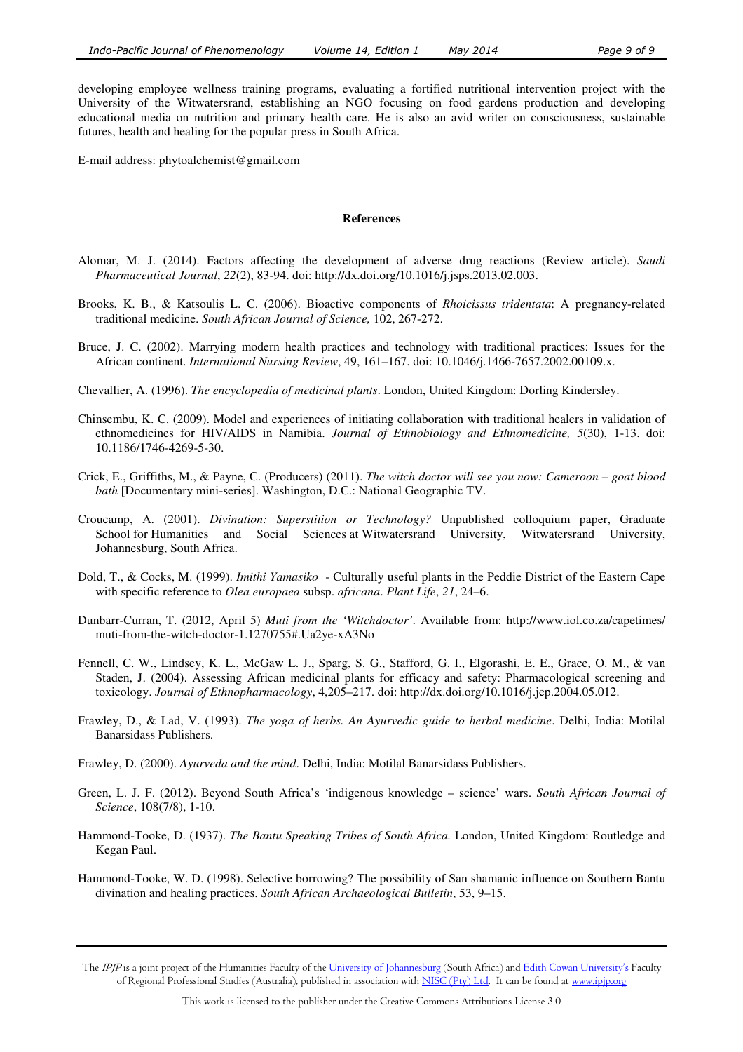developing employee wellness training programs, evaluating a fortified nutritional intervention project with the University of the Witwatersrand, establishing an NGO focusing on food gardens production and developing educational media on nutrition and primary health care. He is also an avid writer on consciousness, sustainable futures, health and healing for the popular press in South Africa.

E-mail address: phytoalchemist@gmail.com

## References

Alomar, M. J. (2014). Factors affecting the development of adverse drug reactions (Review article). *Saudi Pharmaceutical Journal*, *22*(2), 83-94. doi: http://dx.doi.org/10.1016/j.jsps.2013.02.003.

Brooks, K. B., & Katsoulis L. C. (2006). Bioactive components of *Rhoicissus tridentata*: A pregnancy-related traditional medicine. *South African Journal of Science,* 102, 267-272.

Bruce, J. C. (2002). Marrying modern health practices and technology with traditional practices: Issues for the African continent. *International Nursing Review*, 49, 161–167. doi: 10.1046/j.1466-7657.2002.00109.x.

Chevallier, A. (1996). *The encyclopedia of medicinal plants*. London, United Kingdom: Dorling Kindersley.

Chinsembu, K. C. (2009). Model and experiences of initiating collaboration with traditional healers in validation of ethnomedicines for HIV/AIDS in Namibia. *Journal of Ethnobiology and Ethnomedicine, 5*(30), 1-13. doi: 10.1186/1746-4269-5-30.

Crick, E., Griffiths, M., & Payne, C. (Producers) (2011). *The witch doctor will see you now: Cameroon – goat blood bath* [Documentary mini-series]. Washington, D.C.: National Geographic TV.

Croucamp, A. (2001). *Divination: Superstition or Technology?* Unpublished colloquium paper, Graduate School for Humanities and Social Sciences at Witwatersrand University, Witwatersrand University, Johannesburg, South Africa.

Dold, T., & Cocks, M. (1999). *Imithi Yamasiko* - Culturally useful plants in the Peddie District of the Eastern Cape with specific reference to *Olea europaea* subsp. *africana*. *Plant Life*, *21*, 24–6.

Dunbarr-Curran, T. (2012, April 5) *Muti from the 'Witchdoctor'*. Available from: http://www.iol.co.za/capetimes/muti-from-the-witch-doctor-1.1270755#.Ua2ye-xA3No

Fennell, C. W., Lindsey, K. L., McGaw L. J., Sparg, S. G., Stafford, G. I., Elgorashi, E. E., Grace, O. M., & van Staden, J. (2004). Assessing African medicinal plants for efficacy and safety: Pharmacological screening and toxicology. *Journal of Ethnopharmacology*, 4,205–217. doi: http://dx.doi.org/10.1016/j.jep.2004.05.012.

Frawley, D., & Lad, V. (1993). *The yoga of herbs. An Ayurvedic guide to herbal medicine*. Delhi, India: Motilal Banarsidass Publishers.

Frawley, D. (2000). *Ayurveda and the mind*. Delhi, India: Motilal Banarsidass Publishers.

Green, L. J. F. (2012). Beyond South Africa's 'indigenous knowledge – science' wars. *South African Journal of Science*, 108(7/8), 1-10.

Hammond-Tooke, D. (1937). *The Bantu Speaking Tribes of South Africa.* London, United Kingdom: Routledge and Kegan Paul.

Hammond-Tooke, W. D. (1998). Selective borrowing? The possibility of San shamanic influence on Southern Bantu divination and healing practices. *South African Archaeological Bulletin*, 53, 9–15.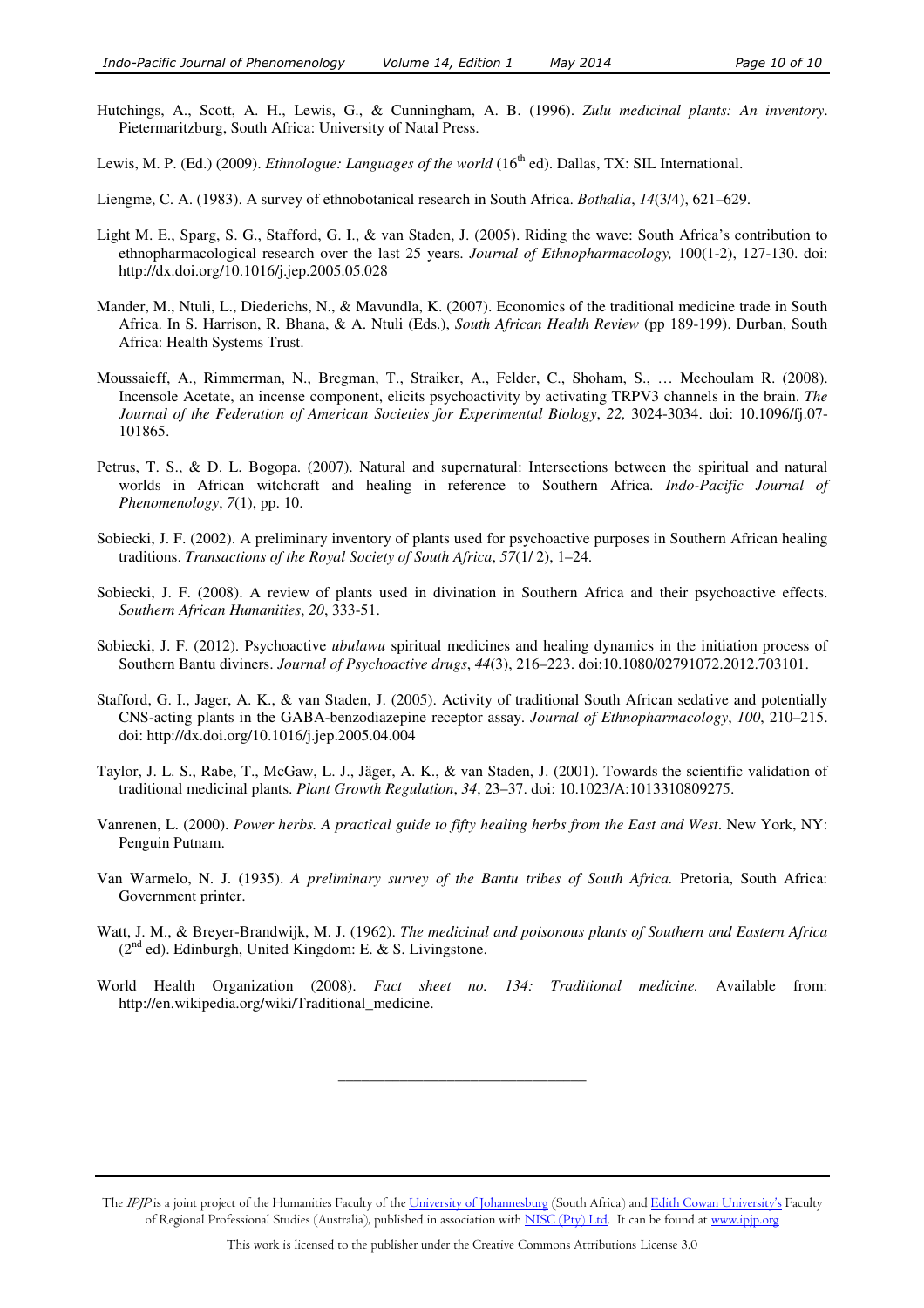Hutchings, A., Scott, A. H., Lewis, G., & Cunningham, A. B. (1996). *Zulu medicinal plants: An inventory*. Pietermaritzburg, South Africa: University of Natal Press.

Lewis, M. P. (Ed.) (2009). *Ethnologue: Languages of the world* (16th ed). Dallas, TX: SIL International.

Liengme, C. A. (1983). A survey of ethnobotanical research in South Africa. *Bothalia*, *14*(3/4), 621–629.

Light M. E., Sparg, S. G., Stafford, G. I., & van Staden, J. (2005). Riding the wave: South Africa's contribution to ethnopharmacological research over the last 25 years. *Journal of Ethnopharmacology,* 100(1-2), 127-130. doi: http://dx.doi.org/10.1016/j.jep.2005.05.028

Mander, M., Ntuli, L., Diederichs, N., & Mavundla, K. (2007). Economics of the traditional medicine trade in South Africa. In S. Harrison, R. Bhana, & A. Ntuli (Eds.), *South African Health Review* (pp 189-199). Durban, South Africa: Health Systems Trust.

Moussaieff, A., Rimmerman, N., Bregman, T., Straiker, A., Felder, C., Shoham, S., … Mechoulam R. (2008). Incensole Acetate, an incense component, elicits psychoactivity by activating TRPV3 channels in the brain. *The Journal of the Federation of American Societies for Experimental Biology*, *22,* 3024-3034. doi: 10.1096/fj.07-101865.

Petrus, T. S., & D. L. Bogopa. (2007). Natural and supernatural: Intersections between the spiritual and natural worlds in African witchcraft and healing in reference to Southern Africa. *Indo-Pacific Journal of Phenomenology*, *7*(1), pp. 10.

Sobiecki, J. F. (2002). A preliminary inventory of plants used for psychoactive purposes in Southern African healing traditions. *Transactions of the Royal Society of South Africa*, *57*(1/ 2), 1–24.

Sobiecki, J. F. (2008). A review of plants used in divination in Southern Africa and their psychoactive effects. *Southern African Humanities*, *20*, 333-51.

Sobiecki, J. F. (2012). Psychoactive *ubulawu* spiritual medicines and healing dynamics in the initiation process of Southern Bantu diviners. *Journal of Psychoactive drugs*, *44*(3), 216–223. doi:10.1080/02791072.2012.703101.

Stafford, G. I., Jager, A. K., & van Staden, J. (2005). Activity of traditional South African sedative and potentially CNS-acting plants in the GABA-benzodiazepine receptor assay. *Journal of Ethnopharmacology*, *100*, 210–215. doi: http://dx.doi.org/10.1016/j.jep.2005.04.004

Taylor, J. L. S., Rabe, T., McGaw, L. J., Jäger, A. K., & van Staden, J. (2001). Towards the scientific validation of traditional medicinal plants. *Plant Growth Regulation*, *34*, 23–37. doi: 10.1023/A:1013310809275.

Vanrenen, L. (2000). *Power herbs. A practical guide to fifty healing herbs from the East and West*. New York, NY: Penguin Putnam.

Van Warmelo, N. J. (1935). *A preliminary survey of the Bantu tribes of South Africa.* Pretoria, South Africa: Government printer.

Watt, J. M., & Breyer-Brandwijk, M. J. (1962). *The medicinal and poisonous plants of Southern and Eastern Africa* (2nd ed). Edinburgh, United Kingdom: E. & S. Livingstone.

World Health Organization (2008). *Fact sheet no. 134: Traditional medicine.* Available from: http://en.wikipedia.org/wiki/Traditional_medicine.

---

The *IPJP* is a joint project of the Humanities Faculty of the University of Johannesburg (South Africa) and Edith Cowan University's Faculty of Regional Professional Studies (Australia), published in association with NISC (Pty) Ltd. It can be found at www.ipjp.org

This work is licensed to the publisher under the Creative Commons Attributions License 3.0